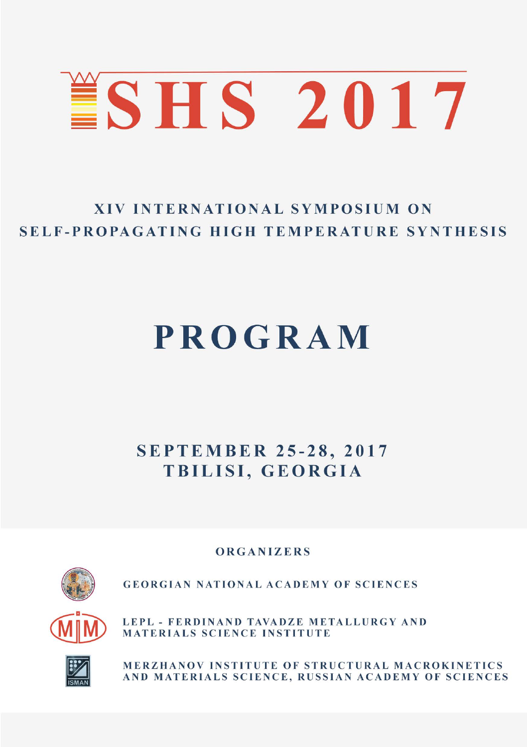# SHS 2017

## XIV INTERNATIONAL SYMPOSIUM ON SELF-PROPAGATING HIGH TEMPERATURE SYNTHESIS

# PROGRAM

## SEPTEMBER 25-28, 2017
## TBILISI, GEORGIA

### ORGANIZERS

GEORGIAN NATIONAL ACADEMY OF SCIENCES

LEPL - FERDINAND TAVADZE METALLURGY AND MATERIALS SCIENCE INSTITUTE

MERZHANOV INSTITUTE OF STRUCTURAL MACROKINETICS AND MATERIALS SCIENCE, RUSSIAN ACADEMY OF SCIENCES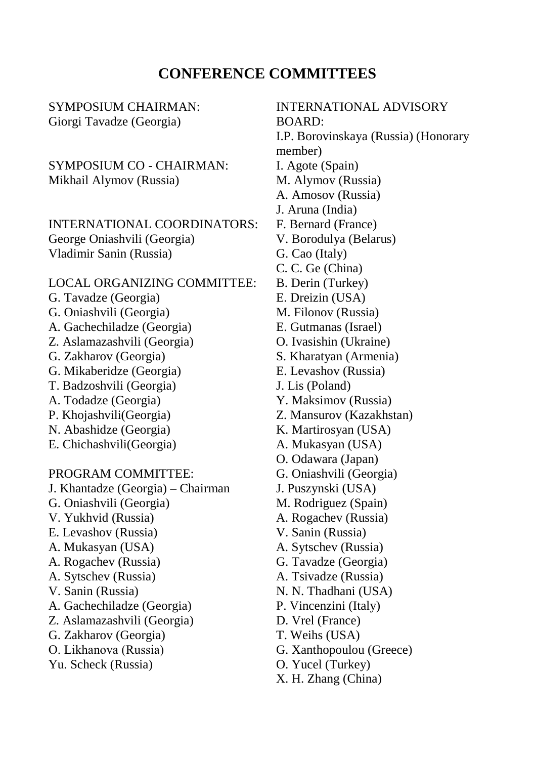# CONFERENCE COMMITTEES

SYMPOSIUM CHAIRMAN:
Giorgi Tavadze (Georgia)

SYMPOSIUM CO - CHAIRMAN:
Mikhail Alymov (Russia)

INTERNATIONAL COORDINATORS:
George Oniashvili (Georgia)
Vladimir Sanin (Russia)

LOCAL ORGANIZING COMMITTEE:
G. Tavadze (Georgia)
G. Oniashvili (Georgia)
A. Gachechiladze (Georgia)
Z. Aslamazashvili (Georgia)
G. Zakharov (Georgia)
G. Mikaberidze (Georgia)
T. Badzoshvili (Georgia)
A. Todadze (Georgia)
P. Khojashvili(Georgia)
N. Abashidze (Georgia)
E. Chichashvili(Georgia)

PROGRAM COMMITTEE:
J. Khantadze (Georgia) – Chairman
G. Oniashvili (Georgia)
V. Yukhvid (Russia)
E. Levashov (Russia)
A. Mukasyan (USA)
A. Rogachev (Russia)
A. Sytschev (Russia)
V. Sanin (Russia)
A. Gachechiladze (Georgia)
Z. Aslamazashvili (Georgia)
G. Zakharov (Georgia)
O. Likhanova (Russia)
Yu. Scheck (Russia)

INTERNATIONAL ADVISORY BOARD:
I.P. Borovinskaya (Russia) (Honorary member)
I. Agote (Spain)
M. Alymov (Russia)
A. Amosov (Russia)
J. Aruna (India)
F. Bernard (France)
V. Borodulya (Belarus)
G. Cao (Italy)
C. C. Ge (China)
B. Derin (Turkey)
E. Dreizin (USA)
M. Filonov (Russia)
E. Gutmanas (Israel)
O. Ivasishin (Ukraine)
S. Kharatyan (Armenia)
E. Levashov (Russia)
J. Lis (Poland)
Y. Maksimov (Russia)
Z. Mansurov (Kazakhstan)
K. Martirosyan (USA)
A. Mukasyan (USA)
O. Odawara (Japan)
G. Oniashvili (Georgia)
J. Puszynski (USA)
M. Rodriguez (Spain)
A. Rogachev (Russia)
V. Sanin (Russia)
A. Sytschev (Russia)
G. Tavadze (Georgia)
A. Tsivadze (Russia)
N. N. Thadhani (USA)
P. Vincenzini (Italy)
D. Vrel (France)
T. Weihs (USA)
G. Xanthopoulou (Greece)
O. Yucel (Turkey)
X. H. Zhang (China)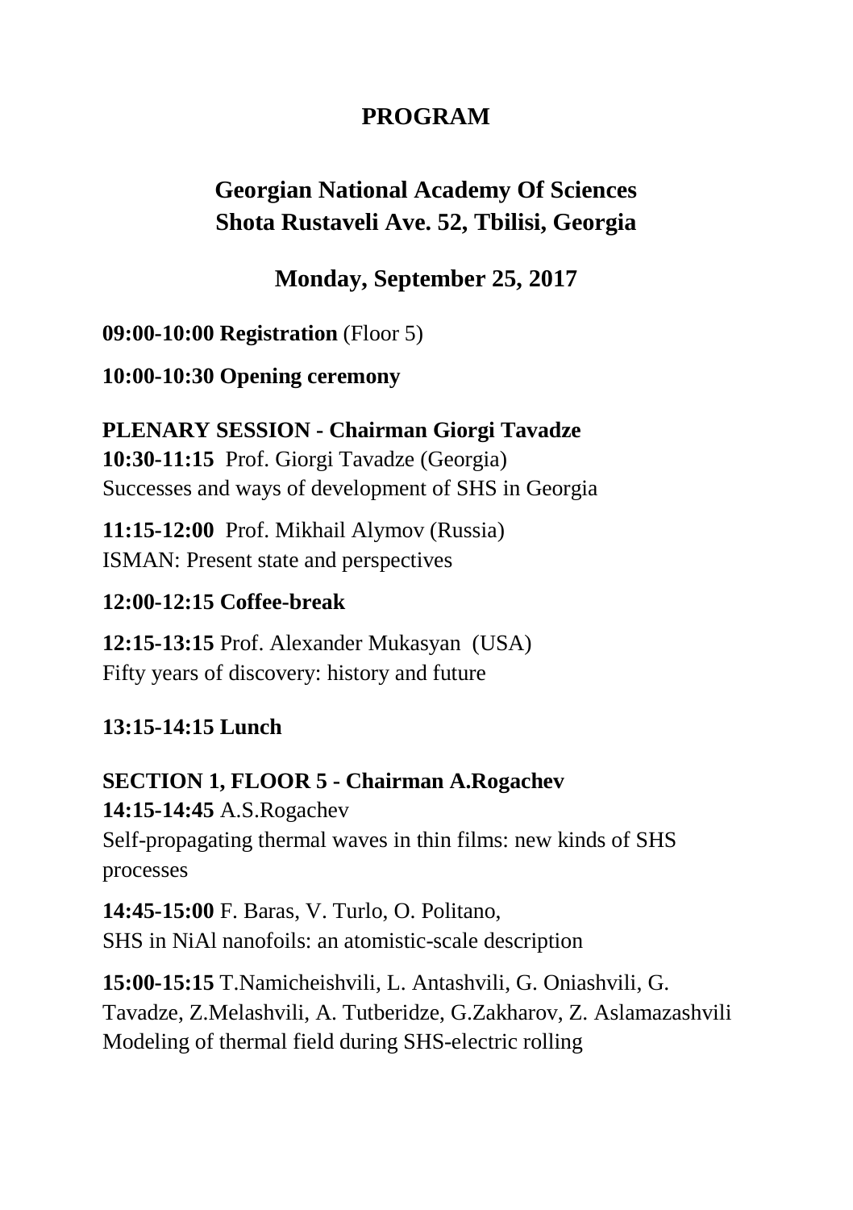# PROGRAM

## Georgian National Academy Of Sciences
## Shota Rustaveli Ave. 52, Tbilisi, Georgia

### Monday, September 25, 2017

**09:00-10:00 Registration** (Floor 5)

**10:00-10:30 Opening ceremony**

**PLENARY SESSION - Chairman Giorgi Tavadze**
**10:30-11:15** Prof. Giorgi Tavadze (Georgia)
Successes and ways of development of SHS in Georgia

**11:15-12:00** Prof. Mikhail Alymov (Russia)
ISMAN: Present state and perspectives

**12:00-12:15 Coffee-break**

**12:15-13:15** Prof. Alexander Mukasyan (USA)
Fifty years of discovery: history and future

**13:15-14:15 Lunch**

**SECTION 1, FLOOR 5 - Chairman A.Rogachev**
**14:15-14:45** A.S.Rogachev
Self-propagating thermal waves in thin films: new kinds of SHS processes

**14:45-15:00** F. Baras, V. Turlo, O. Politano,
SHS in NiAl nanofoils: an atomistic-scale description

**15:00-15:15** T.Namicheishvili, L. Antashvili, G. Oniashvili, G. Tavadze, Z.Melashvili, A. Tutberidze, G.Zakharov, Z. Aslamazashvili
Modeling of thermal field during SHS-electric rolling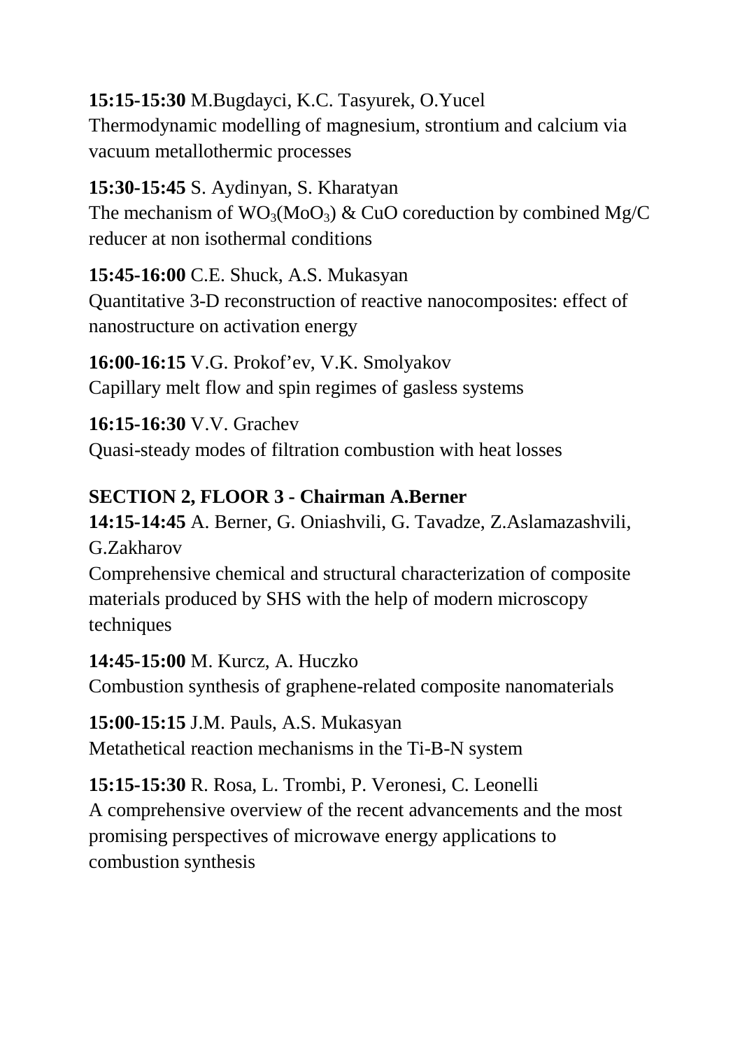**15:15-15:30** M.Bugdayci, K.C. Tasyurek, O.Yucel
Thermodynamic modelling of magnesium, strontium and calcium via vacuum metallothermic processes

**15:30-15:45** S. Aydinyan, S. Kharatyan
The mechanism of $WO_3$($MoO_3$) & CuO coreduction by combined Mg/C reducer at non isothermal conditions

**15:45-16:00** C.E. Shuck, A.S. Mukasyan
Quantitative 3-D reconstruction of reactive nanocomposites: effect of nanostructure on activation energy

**16:00-16:15** V.G. Prokof'ev, V.K. Smolyakov
Capillary melt flow and spin regimes of gasless systems

**16:15-16:30** V.V. Grachev
Quasi-steady modes of filtration combustion with heat losses

**SECTION 2, FLOOR 3 - Chairman A.Berner**

**14:15-14:45** A. Berner, G. Oniashvili, G. Tavadze, Z.Aslamazashvili, G.Zakharov
Comprehensive chemical and structural characterization of composite materials produced by SHS with the help of modern microscopy techniques

**14:45-15:00** M. Kurcz, A. Huczko
Combustion synthesis of graphene-related composite nanomaterials

**15:00-15:15** J.M. Pauls, A.S. Mukasyan
Metathetical reaction mechanisms in the Ti-B-N system

**15:15-15:30** R. Rosa, L. Trombi, P. Veronesi, C. Leonelli
A comprehensive overview of the recent advancements and the most promising perspectives of microwave energy applications to combustion synthesis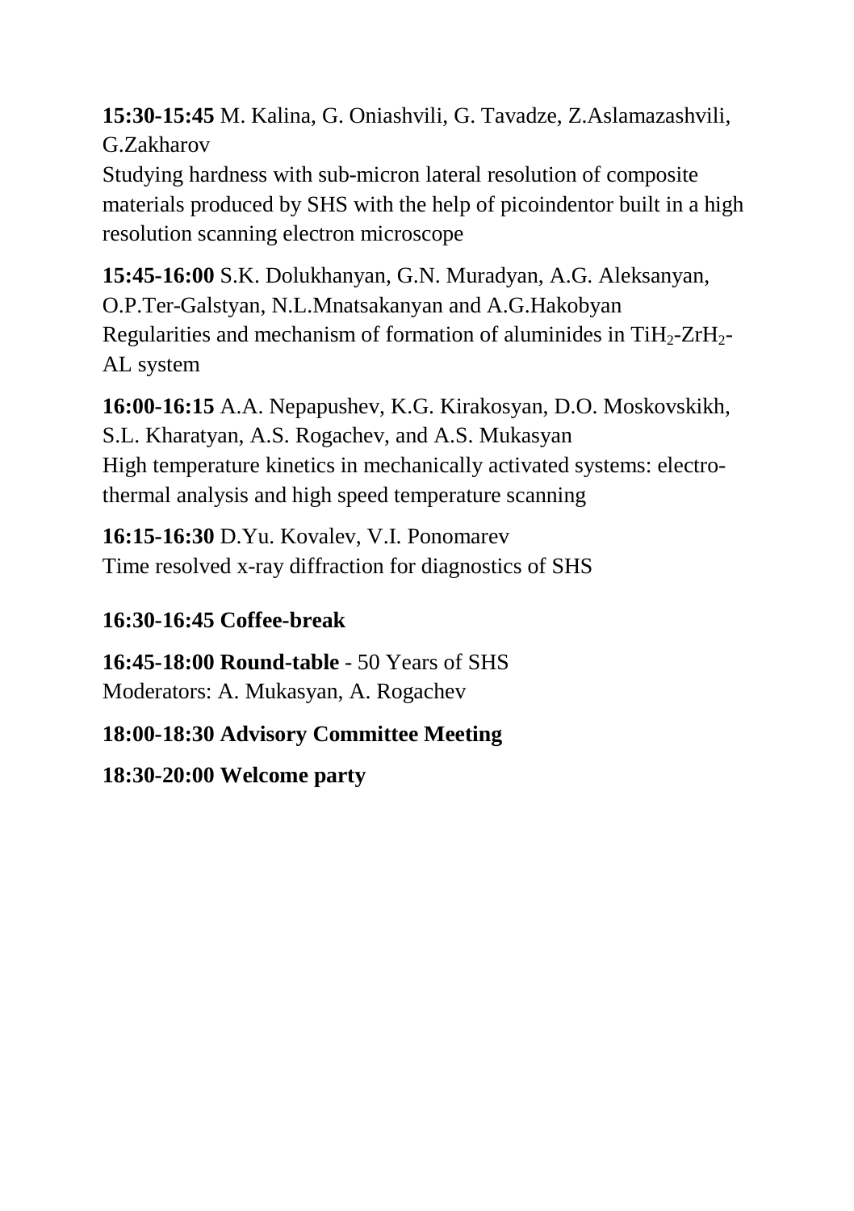**15:30-15:45** M. Kalina, G. Oniashvili, G. Tavadze, Z.Aslamazashvili, G.Zakharov
Studying hardness with sub-micron lateral resolution of composite materials produced by SHS with the help of picoindentor built in a high resolution scanning electron microscope

**15:45-16:00** S.K. Dolukhanyan, G.N. Muradyan, A.G. Aleksanyan, O.P.Ter-Galstyan, N.L.Mnatsakanyan and A.G.Hakobyan
Regularities and mechanism of formation of aluminides in $TiH_2$-$ZrH_2$-AL system

**16:00-16:15** A.A. Nepapushev, K.G. Kirakosyan, D.O. Moskovskikh, S.L. Kharatyan, A.S. Rogachev, and A.S. Mukasyan
High temperature kinetics in mechanically activated systems: electro-thermal analysis and high speed temperature scanning

**16:15-16:30** D.Yu. Kovalev, V.I. Ponomarev
Time resolved x-ray diffraction for diagnostics of SHS

**16:30-16:45 Coffee-break**

**16:45-18:00 Round-table** - 50 Years of SHS
Moderators: A. Mukasyan, A. Rogachev

**18:00-18:30 Advisory Committee Meeting**

**18:30-20:00 Welcome party**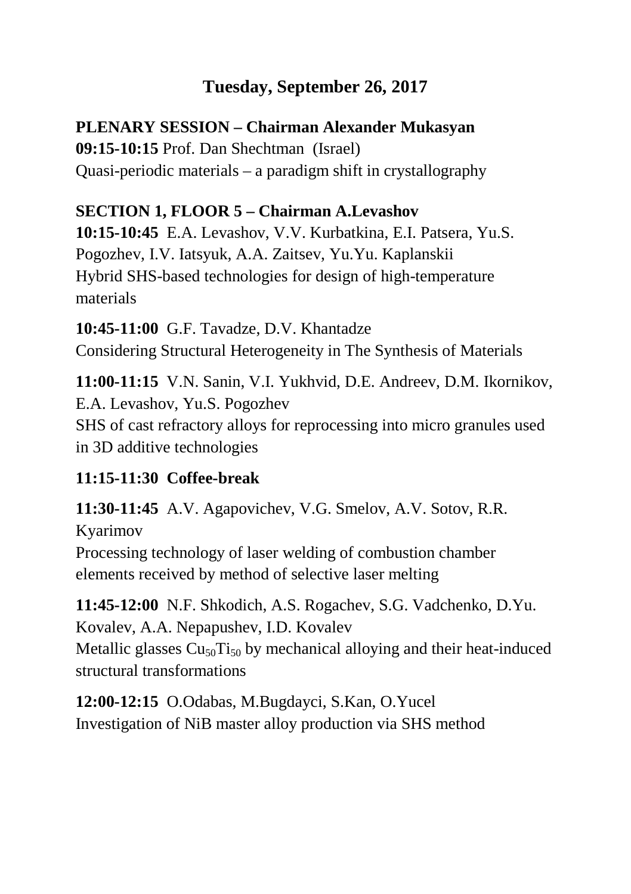# Tuesday, September 26, 2017

**PLENARY SESSION – Chairman Alexander Mukasyan**
**09:15-10:15** Prof. Dan Shechtman (Israel)
Quasi-periodic materials – a paradigm shift in crystallography

**SECTION 1, FLOOR 5 – Chairman A.Levashov**
**10:15-10:45** E.A. Levashov, V.V. Kurbatkina, E.I. Patsera, Yu.S. Pogozhev, I.V. Iatsyuk, A.A. Zaitsev, Yu.Yu. Kaplanskii
Hybrid SHS-based technologies for design of high-temperature materials

**10:45-11:00** G.F. Tavadze, D.V. Khantadze
Considering Structural Heterogeneity in The Synthesis of Materials

**11:00-11:15** V.N. Sanin, V.I. Yukhvid, D.E. Andreev, D.M. Ikornikov, E.A. Levashov, Yu.S. Pogozhev
SHS of cast refractory alloys for reprocessing into micro granules used in 3D additive technologies

**11:15-11:30 Coffee-break**

**11:30-11:45** A.V. Agapovichev, V.G. Smelov, A.V. Sotov, R.R. Kyarimov
Processing technology of laser welding of combustion chamber elements received by method of selective laser melting

**11:45-12:00** N.F. Shkodich, A.S. Rogachev, S.G. Vadchenko, D.Yu. Kovalev, A.A. Nepapushev, I.D. Kovalev
Metallic glasses $Cu_{50}Ti_{50}$ by mechanical alloying and their heat-induced structural transformations

**12:00-12:15** O.Odabas, M.Bugdayci, S.Kan, O.Yucel
Investigation of NiB master alloy production via SHS method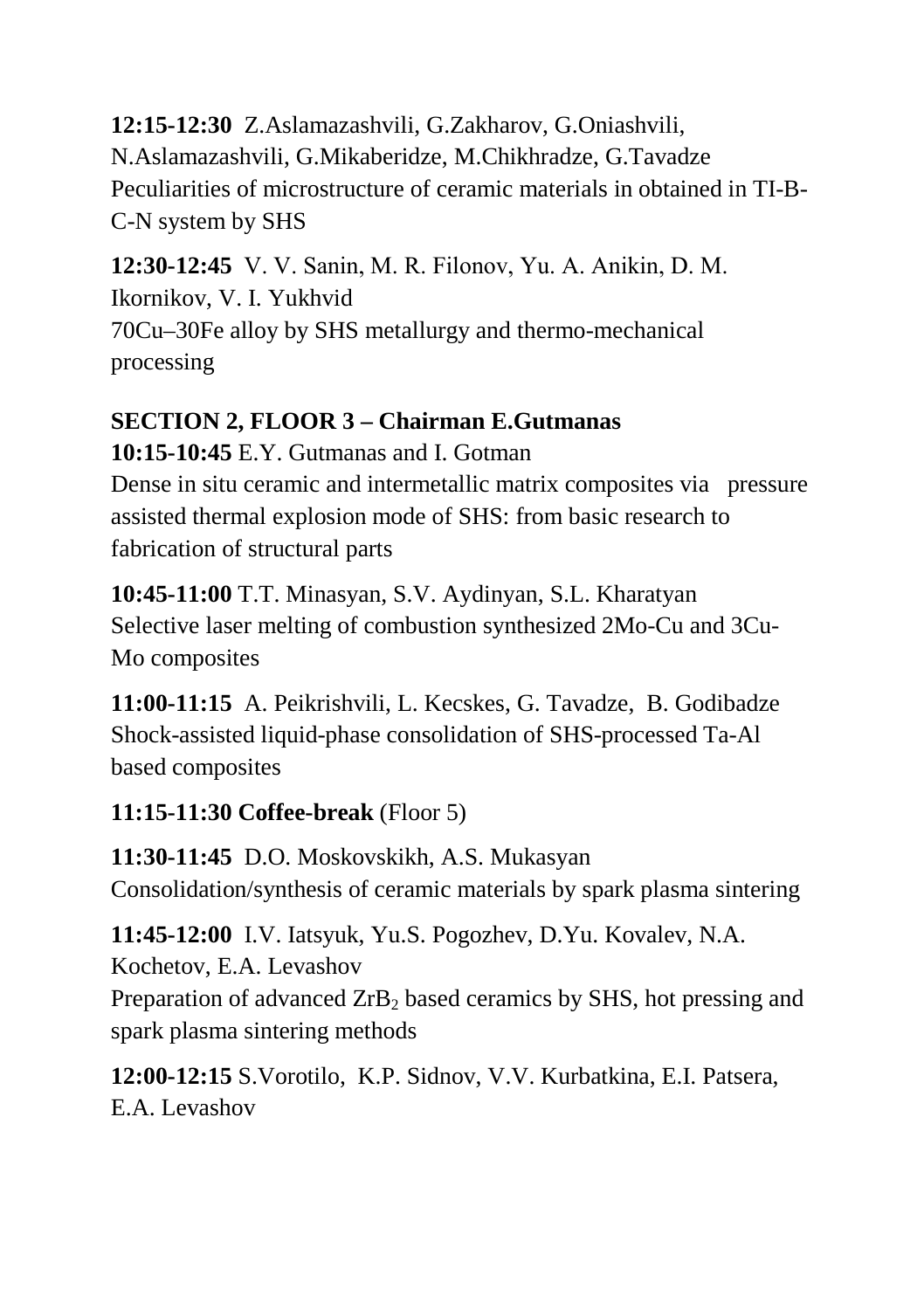**12:15-12:30** Z.Aslamazashvili, G.Zakharov, G.Oniashvili, N.Aslamazashvili, G.Mikaberidze, M.Chikhradze, G.Tavadze
Peculiarities of microstructure of ceramic materials in obtained in TI-B-C-N system by SHS

**12:30-12:45** V. V. Sanin, M. R. Filonov, Yu. A. Anikin, D. M. Ikornikov, V. I. Yukhvid
70Cu–30Fe alloy by SHS metallurgy and thermo-mechanical processing

**SECTION 2, FLOOR 3 – Chairman E.Gutmanas**

**10:15-10:45** E.Y. Gutmanas and I. Gotman
Dense in situ ceramic and intermetallic matrix composites via pressure assisted thermal explosion mode of SHS: from basic research to fabrication of structural parts

**10:45-11:00** T.T. Minasyan, S.V. Aydinyan, S.L. Kharatyan
Selective laser melting of combustion synthesized 2Mo-Cu and 3Cu-Mo composites

**11:00-11:15** A. Peikrishvili, L. Kecskes, G. Tavadze, B. Godibadze
Shock-assisted liquid-phase consolidation of SHS-processed Ta-Al based composites

**11:15-11:30 Coffee-break** (Floor 5)

**11:30-11:45** D.O. Moskovskikh, A.S. Mukasyan
Consolidation/synthesis of ceramic materials by spark plasma sintering

**11:45-12:00** I.V. Iatsyuk, Yu.S. Pogozhev, D.Yu. Kovalev, N.A. Kochetov, E.A. Levashov
Preparation of advanced $ZrB_2$ based ceramics by SHS, hot pressing and spark plasma sintering methods

**12:00-12:15** S.Vorotilo, K.P. Sidnov, V.V. Kurbatkina, E.I. Patsera, E.A. Levashov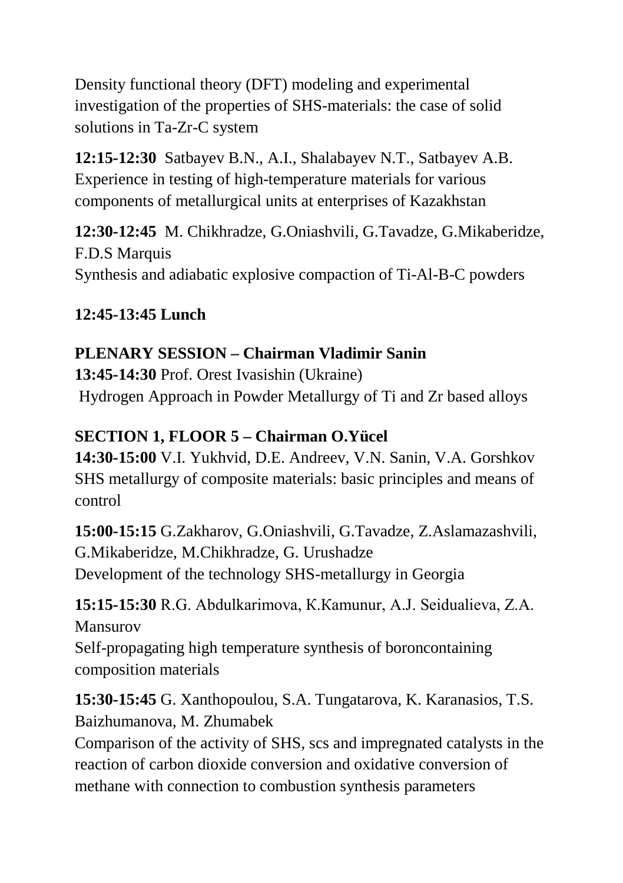Density functional theory (DFT) modeling and experimental investigation of the properties of SHS-materials: the case of solid solutions in Ta-Zr-C system

**12:15-12:30** Satbayev B.N., A.I., Shalabayev N.T., Satbayev A.B.
Experience in testing of high-temperature materials for various components of metallurgical units at enterprises of Kazakhstan

**12:30-12:45** M. Chikhradze, G.Oniashvili, G.Tavadze, G.Mikaberidze, F.D.S Marquis
Synthesis and adiabatic explosive compaction of Ti-Al-B-C powders

**12:45-13:45 Lunch**

**PLENARY SESSION – Chairman Vladimir Sanin**
**13:45-14:30** Prof. Orest Ivasishin (Ukraine)
Hydrogen Approach in Powder Metallurgy of Ti and Zr based alloys

**SECTION 1, FLOOR 5 – Chairman O.Yücel**
**14:30-15:00** V.I. Yukhvid, D.E. Andreev, V.N. Sanin, V.A. Gorshkov
SHS metallurgy of composite materials: basic principles and means of control

**15:00-15:15** G.Zakharov, G.Oniashvili, G.Tavadze, Z.Aslamazashvili, G.Mikaberidze, M.Chikhradze, G. Urushadze
Development of the technology SHS-metallurgy in Georgia

**15:15-15:30** R.G. Abdulkarimova, K.Kamunur, A.J. Seidualieva, Z.A. Mansurov
Self-propagating high temperature synthesis of boroncontaining composition materials

**15:30-15:45** G. Xanthopoulou, S.A. Tungatarova, K. Karanasios, T.S. Baizhumanova, M. Zhumabek
Comparison of the activity of SHS, scs and impregnated catalysts in the reaction of carbon dioxide conversion and oxidative conversion of methane with connection to combustion synthesis parameters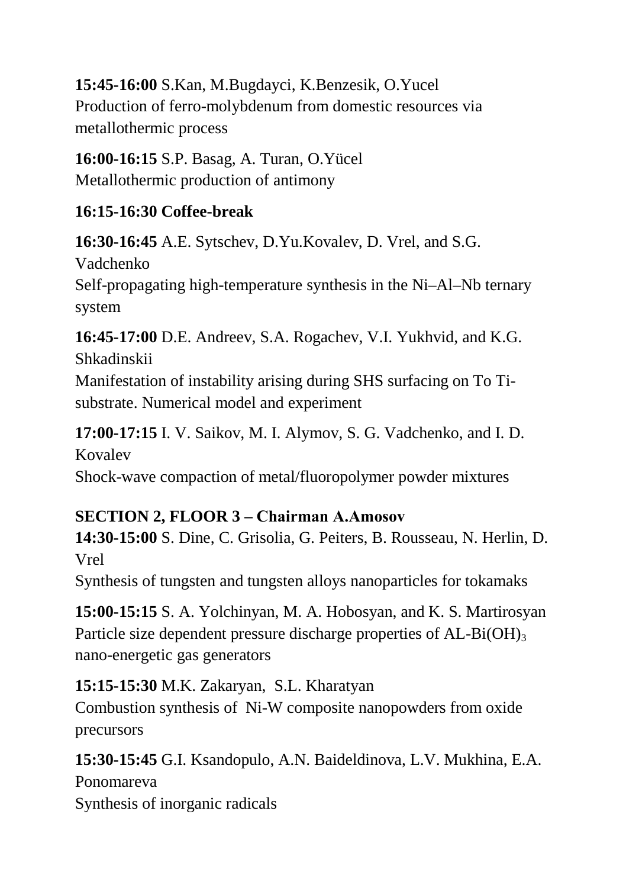**15:45-16:00** S.Kan, M.Bugdayci, K.Benzesik, O.Yucel
Production of ferro-molybdenum from domestic resources via metallothermic process

**16:00-16:15** S.P. Basag, A. Turan, O.Yücel
Metallothermic production of antimony

**16:15-16:30 Coffee-break**

**16:30-16:45** A.E. Sytschev, D.Yu.Kovalev, D. Vrel, and S.G. Vadchenko
Self-propagating high-temperature synthesis in the Ni–Al–Nb ternary system

**16:45-17:00** D.E. Andreev, S.A. Rogachev, V.I. Yukhvid, and K.G. Shkadinskii
Manifestation of instability arising during SHS surfacing on To Ti-substrate. Numerical model and experiment

**17:00-17:15** I. V. Saikov, M. I. Alymov, S. G. Vadchenko, and I. D. Kovalev
Shock-wave compaction of metal/fluoropolymer powder mixtures

**SECTION 2, FLOOR 3 – Chairman A.Amosov**

**14:30-15:00** S. Dine, C. Grisolia, G. Peiters, B. Rousseau, N. Herlin, D. Vrel
Synthesis of tungsten and tungsten alloys nanoparticles for tokamaks

**15:00-15:15** S. A. Yolchinyan, M. A. Hobosyan, and K. S. Martirosyan
Particle size dependent pressure discharge properties of AL-$Bi(OH)_3$ nano-energetic gas generators

**15:15-15:30** M.K. Zakaryan, S.L. Kharatyan
Combustion synthesis of Ni-W composite nanopowders from oxide precursors

**15:30-15:45** G.I. Ksandopulo, A.N. Baideldinova, L.V. Mukhina, E.A. Ponomareva
Synthesis of inorganic radicals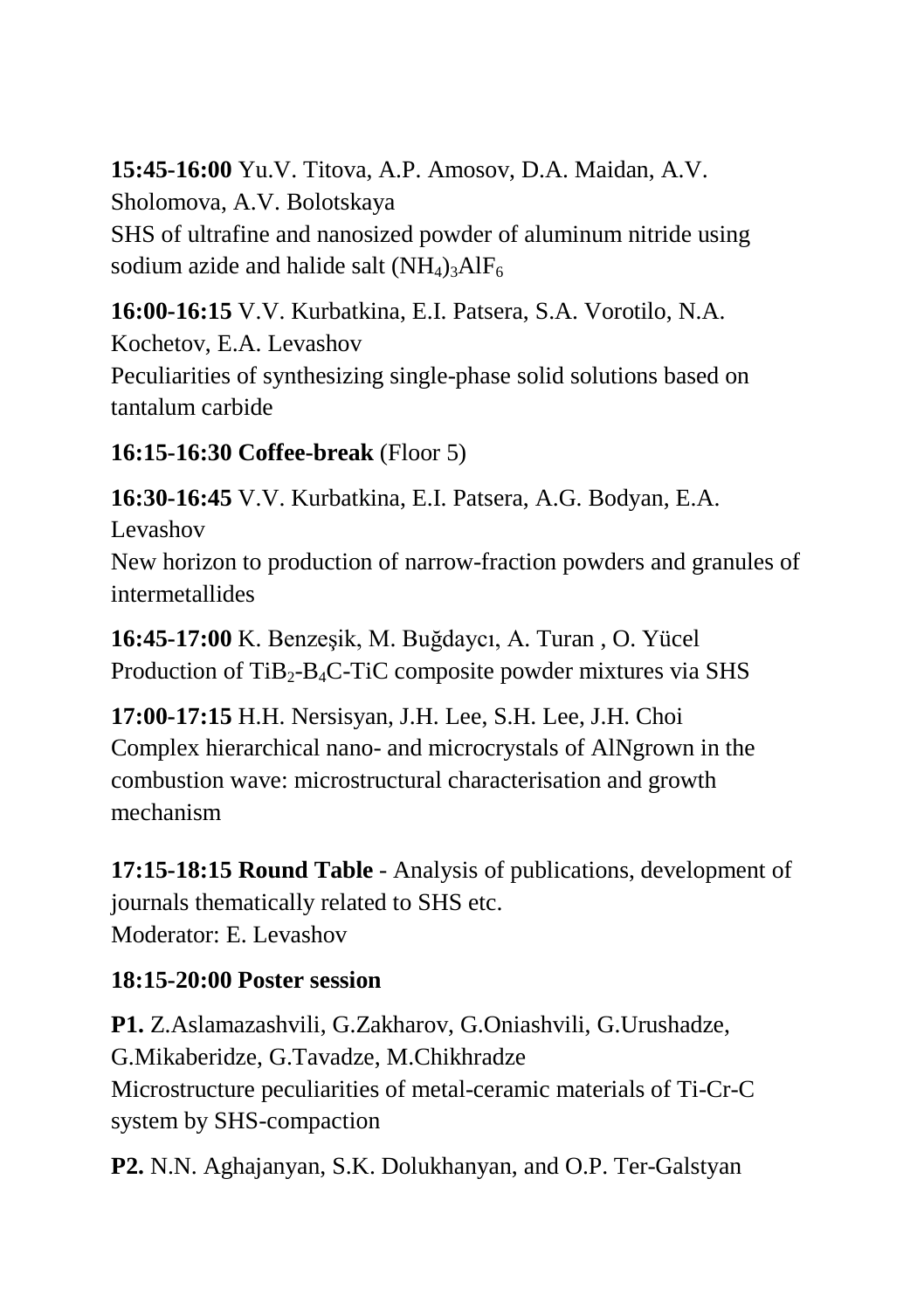**15:45-16:00** Yu.V. Titova, A.P. Amosov, D.A. Maidan, A.V. Sholomova, A.V. Bolotskaya
SHS of ultrafine and nanosized powder of aluminum nitride using sodium azide and halide salt $(NH_4)_3AlF_6$

**16:00-16:15** V.V. Kurbatkina, E.I. Patsera, S.A. Vorotilo, N.A. Kochetov, E.A. Levashov
Peculiarities of synthesizing single-phase solid solutions based on tantalum carbide

**16:15-16:30 Coffee-break** (Floor 5)

**16:30-16:45** V.V. Kurbatkina, E.I. Patsera, A.G. Bodyan, E.A. Levashov
New horizon to production of narrow-fraction powders and granules of intermetallides

**16:45-17:00** K. Benzeşik, M. Buğdaycı, A. Turan , O. Yücel
Production of $TiB_2$-$B_4C$-TiC composite powder mixtures via SHS

**17:00-17:15** H.H. Nersisyan, J.H. Lee, S.H. Lee, J.H. Choi
Complex hierarchical nano- and microcrystals of AlNgrown in the combustion wave: microstructural characterisation and growth mechanism

**17:15-18:15 Round Table** - Analysis of publications, development of journals thematically related to SHS etc.
Moderator: E. Levashov

**18:15-20:00 Poster session**

**P1.** Z.Aslamazashvili, G.Zakharov, G.Oniashvili, G.Urushadze, G.Mikaberidze, G.Tavadze, M.Chikhradze
Microstructure peculiarities of metal-ceramic materials of Ti-Cr-C system by SHS-compaction

**P2.** N.N. Aghajanyan, S.K. Dolukhanyan, and O.P. Ter-Galstyan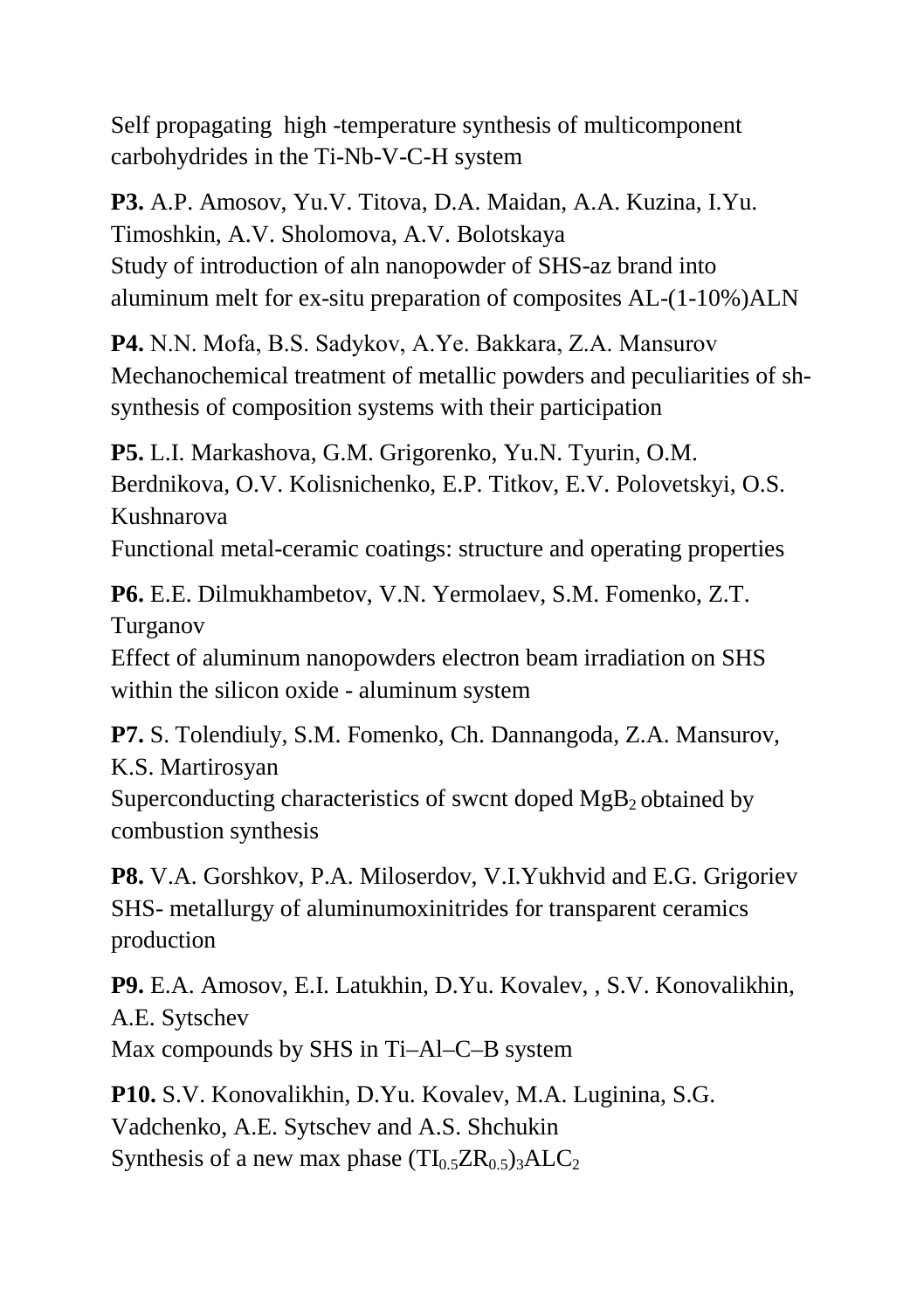Self propagating  high -temperature synthesis of multicomponent carbohydrides in the Ti-Nb-V-C-H system

**P3.** A.P. Amosov, Yu.V. Titova, D.A. Maidan, A.A. Kuzina, I.Yu. Timoshkin, A.V. Sholomova, A.V. Bolotskaya
Study of introduction of aln nanopowder of SHS-az brand into aluminum melt for ex-situ preparation of composites AL-(1-10%)ALN

**P4.** N.N. Mofa, B.S. Sadykov, A.Ye. Bakkara, Z.A. Mansurov
Mechanochemical treatment of metallic powders and peculiarities of sh-synthesis of composition systems with their participation

**P5.** L.I. Markashova, G.M. Grigorenko, Yu.N. Tyurin, O.M. Berdnikova, O.V. Kolisnichenko, E.P. Titkov, E.V. Polovetskyi, O.S. Kushnarova
Functional metal-ceramic coatings: structure and operating properties

**P6.** E.E. Dilmukhambetov, V.N. Yermolaev, S.M. Fomenko, Z.T. Turganov
Effect of aluminum nanopowders electron beam irradiation on SHS within the silicon oxide - aluminum system

**P7.** S. Tolendiuly, S.M. Fomenko, Ch. Dannangoda, Z.A. Mansurov, K.S. Martirosyan
Superconducting characteristics of swcnt doped $MgB_2$ obtained by combustion synthesis

**P8.** V.A. Gorshkov, P.A. Miloserdov, V.I.Yukhvid and E.G. Grigoriev
SHS- metallurgy of aluminumoxinitrides for transparent ceramics production

**P9.** E.A. Amosov, E.I. Latukhin, D.Yu. Kovalev, , S.V. Konovalikhin, A.E. Sytschev
Max compounds by SHS in Ti–Al–C–B system

**P10.** S.V. Konovalikhin, D.Yu. Kovalev, M.A. Luginina, S.G. Vadchenko, A.E. Sytschev and A.S. Shchukin
Synthesis of a new max phase $(TI_{0.5}ZR_{0.5})_3ALC_2$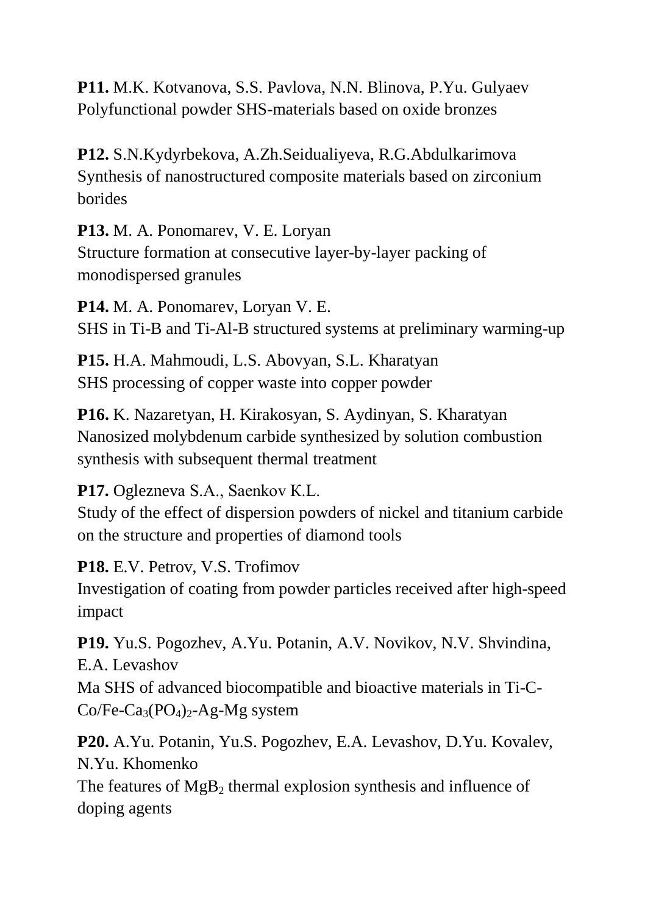**P11.** M.K. Kotvanova, S.S. Pavlova, N.N. Blinova, P.Yu. Gulyaev
Polyfunctional powder SHS-materials based on oxide bronzes

**P12.** S.N.Kydyrbekova, A.Zh.Seidualiyeva, R.G.Abdulkarimova
Synthesis of nanostructured composite materials based on zirconium borides

**P13.** M. A. Ponomarev, V. E. Loryan
Structure formation at consecutive layer-by-layer packing of monodispersed granules

**P14.** M. A. Ponomarev, Loryan V. E.
SHS in Ti-B and Ti-Al-B structured systems at preliminary warming-up

**P15.** H.A. Mahmoudi, L.S. Abovyan, S.L. Kharatyan
SHS processing of copper waste into copper powder

**P16.** K. Nazaretyan, H. Kirakosyan, S. Aydinyan, S. Kharatyan
Nanosized molybdenum carbide synthesized by solution combustion synthesis with subsequent thermal treatment

**P17.** Oglezneva S.A., Saenkov K.L.
Study of the effect of dispersion powders of nickel and titanium carbide on the structure and properties of diamond tools

**P18.** E.V. Petrov, V.S. Trofimov
Investigation of coating from powder particles received after high-speed impact

**P19.** Yu.S. Pogozhev, A.Yu. Potanin, A.V. Novikov, N.V. Shvindina, E.A. Levashov
Ma SHS of advanced biocompatible and bioactive materials in Ti-C-Co/Fe-$Ca_3(PO_4)_2$-Ag-Mg system

**P20.** A.Yu. Potanin, Yu.S. Pogozhev, E.A. Levashov, D.Yu. Kovalev, N.Yu. Khomenko
The features of $MgB_2$ thermal explosion synthesis and influence of doping agents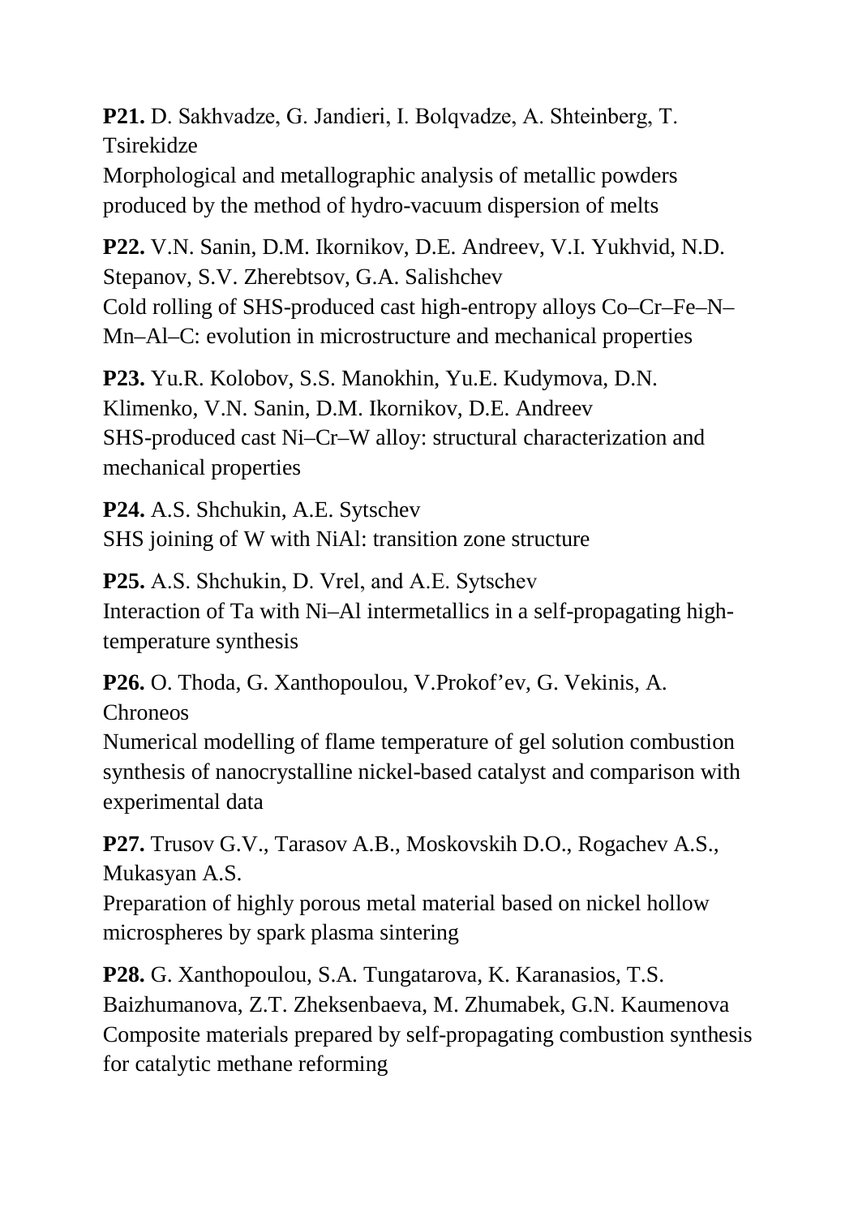**P21.** D. Sakhvadze, G. Jandieri, I. Bolqvadze, A. Shteinberg, T. Tsirekidze
Morphological and metallographic analysis of metallic powders produced by the method of hydro-vacuum dispersion of melts

**P22.** V.N. Sanin, D.M. Ikornikov, D.E. Andreev, V.I. Yukhvid, N.D. Stepanov, S.V. Zherebtsov, G.A. Salishchev
Cold rolling of SHS-produced cast high-entropy alloys Co–Cr–Fe–N–Mn–Al–C: evolution in microstructure and mechanical properties

**P23.** Yu.R. Kolobov, S.S. Manokhin, Yu.E. Kudymova, D.N. Klimenko, V.N. Sanin, D.M. Ikornikov, D.E. Andreev
SHS-produced cast Ni–Cr–W alloy: structural characterization and mechanical properties

**P24.** A.S. Shchukin, A.E. Sytschev
SHS joining of W with NiAl: transition zone structure

**P25.** A.S. Shchukin, D. Vrel, and A.E. Sytschev
Interaction of Ta with Ni–Al intermetallics in a self-propagating high-temperature synthesis

**P26.** O. Thoda, G. Xanthopoulou, V.Prokof'ev, G. Vekinis, A. Chroneos
Numerical modelling of flame temperature of gel solution combustion synthesis of nanocrystalline nickel-based catalyst and comparison with experimental data

**P27.** Trusov G.V., Tarasov A.B., Moskovskih D.O., Rogachev A.S., Mukasyan A.S.
Preparation of highly porous metal material based on nickel hollow microspheres by spark plasma sintering

**P28.** G. Xanthopoulou, S.A. Tungatarova, K. Karanasios, T.S. Baizhumanova, Z.T. Zheksenbaeva, M. Zhumabek, G.N. Kaumenova
Composite materials prepared by self-propagating combustion synthesis for catalytic methane reforming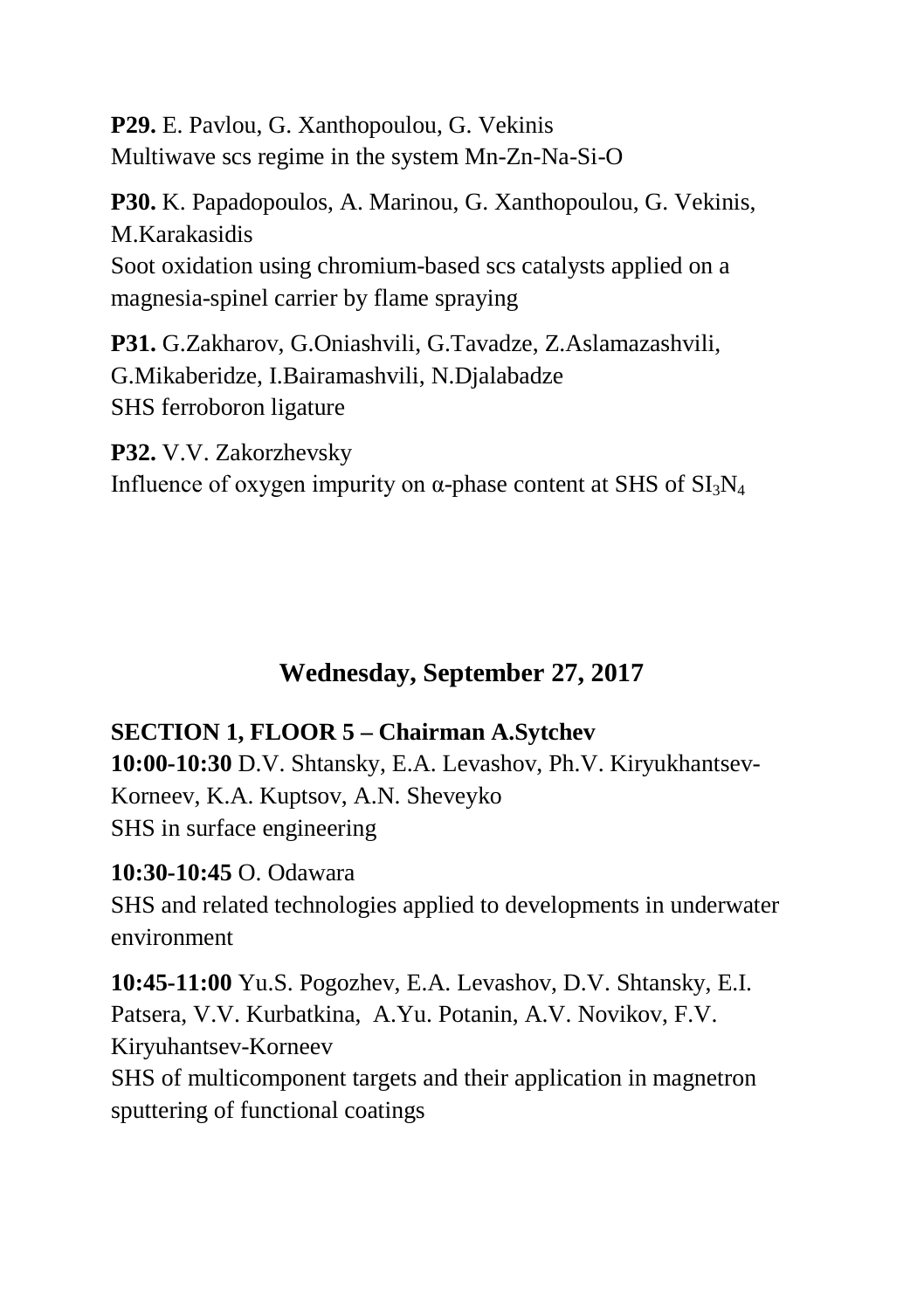**P29.** E. Pavlou, G. Xanthopoulou, G. Vekinis
Multiwave scs regime in the system Mn-Zn-Na-Si-O

**P30.** K. Papadopoulos, A. Marinou, G. Xanthopoulou, G. Vekinis, M.Karakasidis
Soot oxidation using chromium-based scs catalysts applied on a magnesia-spinel carrier by flame spraying

**P31.** G.Zakharov, G.Oniashvili, G.Tavadze, Z.Aslamazashvili, G.Mikaberidze, I.Bairamashvili, N.Djalabadze
SHS ferroboron ligature

**P32.** V.V. Zakorzhevsky
Influence of oxygen impurity on α-phase content at SHS of $SI_3N_4$

## Wednesday, September 27, 2017

**SECTION 1, FLOOR 5 – Chairman A.Sytchev**

**10:00-10:30** D.V. Shtansky, E.A. Levashov, Ph.V. Kiryukhantsev-Korneev, K.A. Kuptsov, A.N. Sheveyko
SHS in surface engineering

**10:30-10:45** O. Odawara
SHS and related technologies applied to developments in underwater environment

**10:45-11:00** Yu.S. Pogozhev, E.A. Levashov, D.V. Shtansky, E.I. Patsera, V.V. Kurbatkina, A.Yu. Potanin, A.V. Novikov, F.V. Kiryuhantsev-Korneev
SHS of multicomponent targets and their application in magnetron sputtering of functional coatings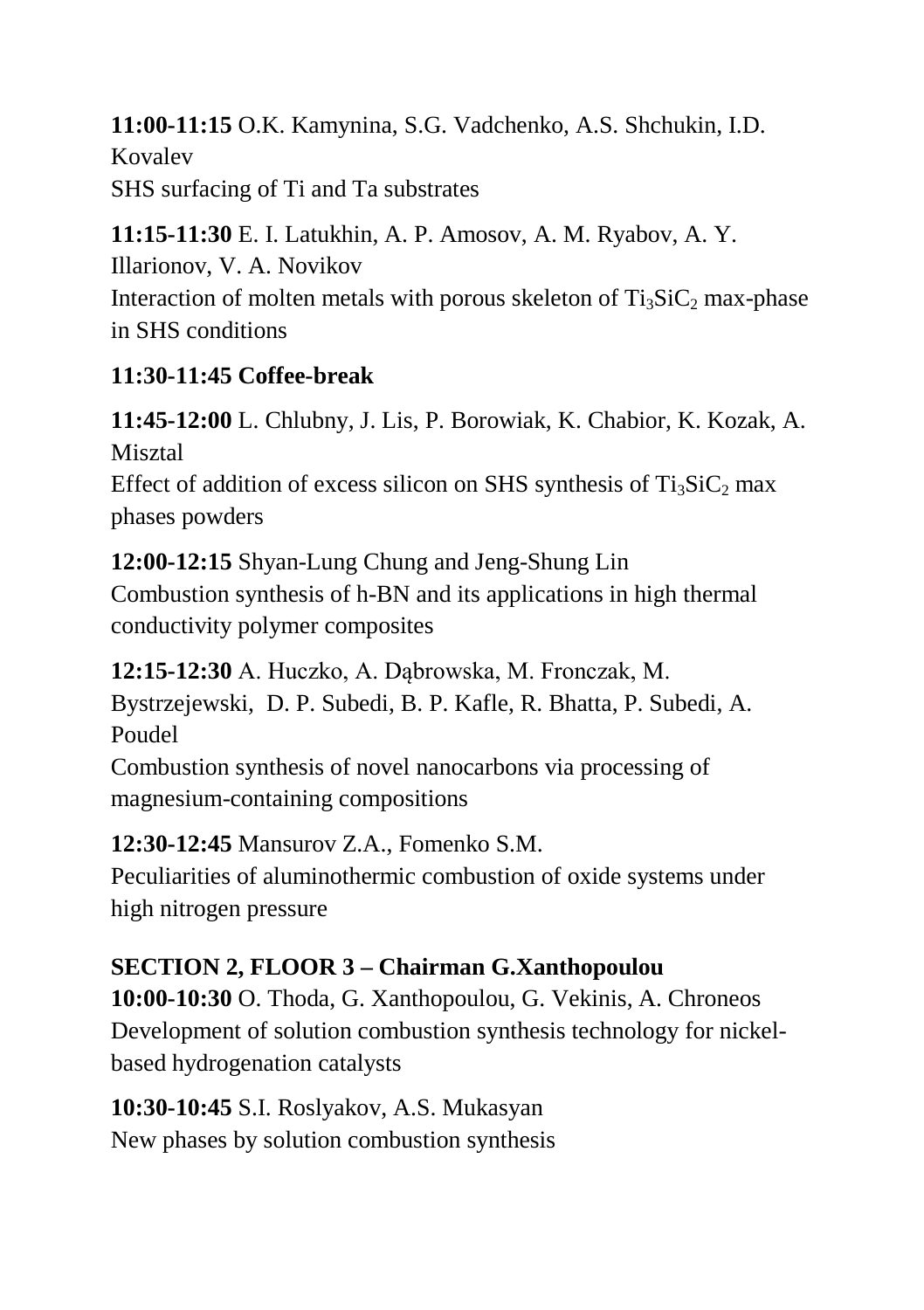**11:00-11:15** O.K. Kamynina, S.G. Vadchenko, A.S. Shchukin, I.D. Kovalev
SHS surfacing of Ti and Ta substrates

**11:15-11:30** E. I. Latukhin, A. P. Amosov, A. M. Ryabov, A. Y. Illarionov, V. A. Novikov
Interaction of molten metals with porous skeleton of $Ti_3SiC_2$ max-phase in SHS conditions

**11:30-11:45 Coffee-break**

**11:45-12:00** L. Chlubny, J. Lis, P. Borowiak, K. Chabior, K. Kozak, A. Misztal
Effect of addition of excess silicon on SHS synthesis of $Ti_3SiC_2$ max phases powders

**12:00-12:15** Shyan-Lung Chung and Jeng-Shung Lin
Combustion synthesis of h-BN and its applications in high thermal conductivity polymer composites

**12:15-12:30** A. Huczko, A. Dąbrowska, M. Fronczak, M. Bystrzejewski, D. P. Subedi, B. P. Kafle, R. Bhatta, P. Subedi, A. Poudel
Combustion synthesis of novel nanocarbons via processing of magnesium-containing compositions

**12:30-12:45** Mansurov Z.A., Fomenko S.M.
Peculiarities of aluminothermic combustion of oxide systems under high nitrogen pressure

**SECTION 2, FLOOR 3 – Chairman G.Xanthopoulou**

**10:00-10:30** O. Thoda, G. Xanthopoulou, G. Vekinis, A. Chroneos
Development of solution combustion synthesis technology for nickel-based hydrogenation catalysts

**10:30-10:45** S.I. Roslyakov, A.S. Mukasyan
New phases by solution combustion synthesis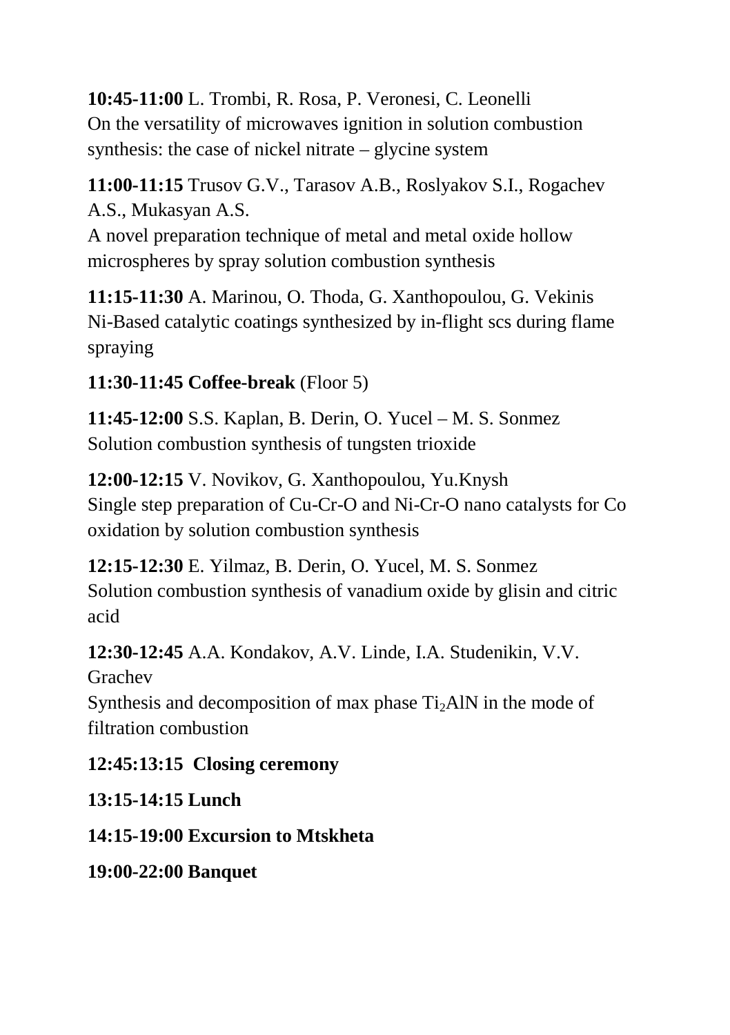**10:45-11:00** L. Trombi, R. Rosa, P. Veronesi, C. Leonelli
On the versatility of microwaves ignition in solution combustion synthesis: the case of nickel nitrate – glycine system

**11:00-11:15** Trusov G.V., Tarasov A.B., Roslyakov S.I., Rogachev A.S., Mukasyan A.S.
A novel preparation technique of metal and metal oxide hollow microspheres by spray solution combustion synthesis

**11:15-11:30** A. Marinou, O. Thoda, G. Xanthopoulou, G. Vekinis
Ni-Based catalytic coatings synthesized by in-flight scs during flame spraying

**11:30-11:45 Coffee-break** (Floor 5)

**11:45-12:00** S.S. Kaplan, B. Derin, O. Yucel – M. S. Sonmez
Solution combustion synthesis of tungsten trioxide

**12:00-12:15** V. Novikov, G. Xanthopoulou, Yu.Knysh
Single step preparation of Cu-Cr-O and Ni-Cr-O nano catalysts for Co oxidation by solution combustion synthesis

**12:15-12:30** E. Yilmaz, B. Derin, O. Yucel, M. S. Sonmez
Solution combustion synthesis of vanadium oxide by glisin and citric acid

**12:30-12:45** A.A. Kondakov, A.V. Linde, I.A. Studenikin, V.V. Grachev
Synthesis and decomposition of max phase $Ti_2AlN$ in the mode of filtration combustion

**12:45:13:15 Closing ceremony**

**13:15-14:15 Lunch**

**14:15-19:00 Excursion to Mtskheta**

**19:00-22:00 Banquet**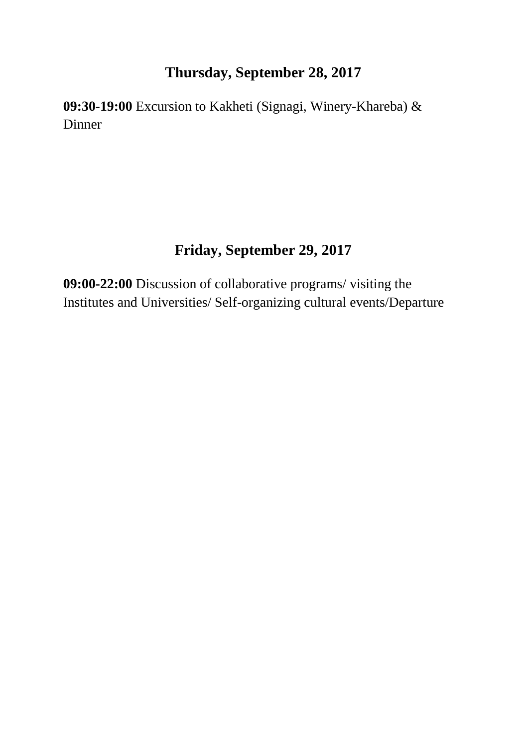## Thursday, September 28, 2017

**09:30-19:00** Excursion to Kakheti (Signagi, Winery-Khareba) & Dinner

## Friday, September 29, 2017

**09:00-22:00** Discussion of collaborative programs/ visiting the Institutes and Universities/ Self-organizing cultural events/Departure